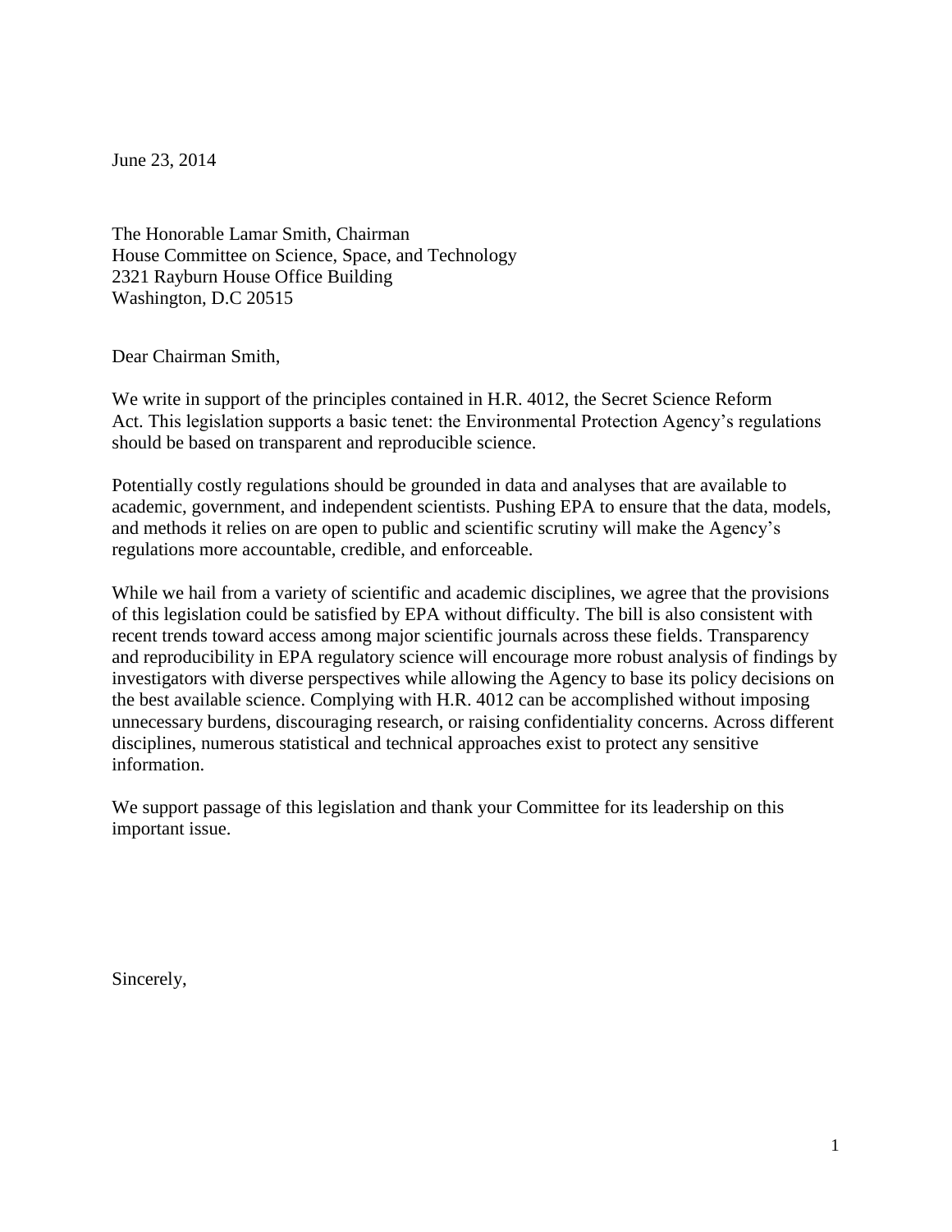June 23, 2014

The Honorable Lamar Smith, Chairman
House Committee on Science, Space, and Technology
2321 Rayburn House Office Building
Washington, D.C 20515

Dear Chairman Smith,

We write in support of the principles contained in H.R. 4012, the Secret Science Reform Act. This legislation supports a basic tenet: the Environmental Protection Agency's regulations should be based on transparent and reproducible science.

Potentially costly regulations should be grounded in data and analyses that are available to academic, government, and independent scientists. Pushing EPA to ensure that the data, models, and methods it relies on are open to public and scientific scrutiny will make the Agency's regulations more accountable, credible, and enforceable.

While we hail from a variety of scientific and academic disciplines, we agree that the provisions of this legislation could be satisfied by EPA without difficulty. The bill is also consistent with recent trends toward access among major scientific journals across these fields. Transparency and reproducibility in EPA regulatory science will encourage more robust analysis of findings by investigators with diverse perspectives while allowing the Agency to base its policy decisions on the best available science. Complying with H.R. 4012 can be accomplished without imposing unnecessary burdens, discouraging research, or raising confidentiality concerns. Across different disciplines, numerous statistical and technical approaches exist to protect any sensitive information.

We support passage of this legislation and thank your Committee for its leadership on this important issue.

Sincerely,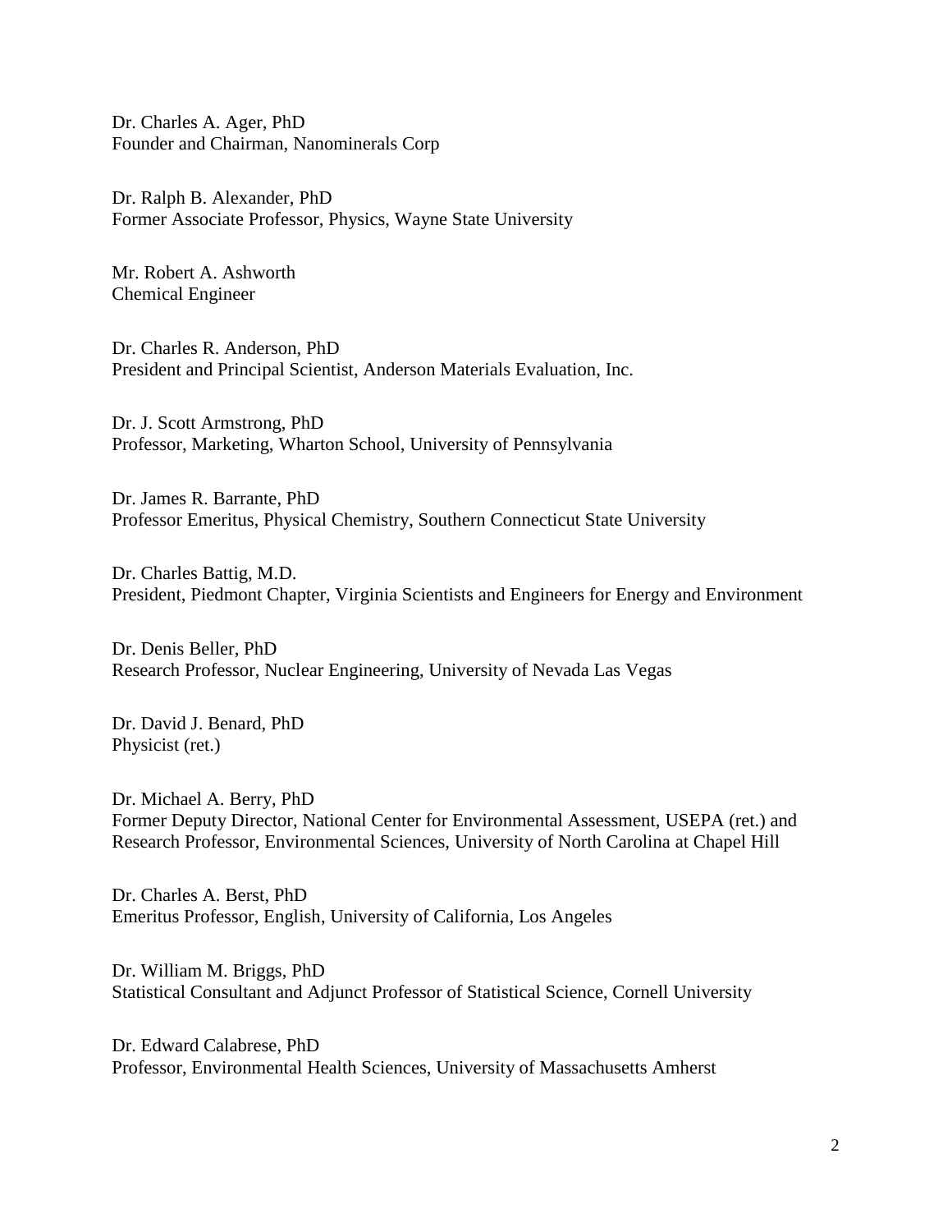Dr. Charles A. Ager, PhD  
Founder and Chairman, Nanominerals Corp

Dr. Ralph B. Alexander, PhD  
Former Associate Professor, Physics, Wayne State University

Mr. Robert A. Ashworth  
Chemical Engineer

Dr. Charles R. Anderson, PhD  
President and Principal Scientist, Anderson Materials Evaluation, Inc.

Dr. J. Scott Armstrong, PhD  
Professor, Marketing, Wharton School, University of Pennsylvania

Dr. James R. Barrante, PhD  
Professor Emeritus, Physical Chemistry, Southern Connecticut State University

Dr. Charles Battig, M.D.  
President, Piedmont Chapter, Virginia Scientists and Engineers for Energy and Environment

Dr. Denis Beller, PhD  
Research Professor, Nuclear Engineering, University of Nevada Las Vegas

Dr. David J. Benard, PhD  
Physicist (ret.)

Dr. Michael A. Berry, PhD  
Former Deputy Director, National Center for Environmental Assessment, USEPA (ret.) and Research Professor, Environmental Sciences, University of North Carolina at Chapel Hill

Dr. Charles A. Berst, PhD  
Emeritus Professor, English, University of California, Los Angeles

Dr. William M. Briggs, PhD  
Statistical Consultant and Adjunct Professor of Statistical Science, Cornell University

Dr. Edward Calabrese, PhD  
Professor, Environmental Health Sciences, University of Massachusetts Amherst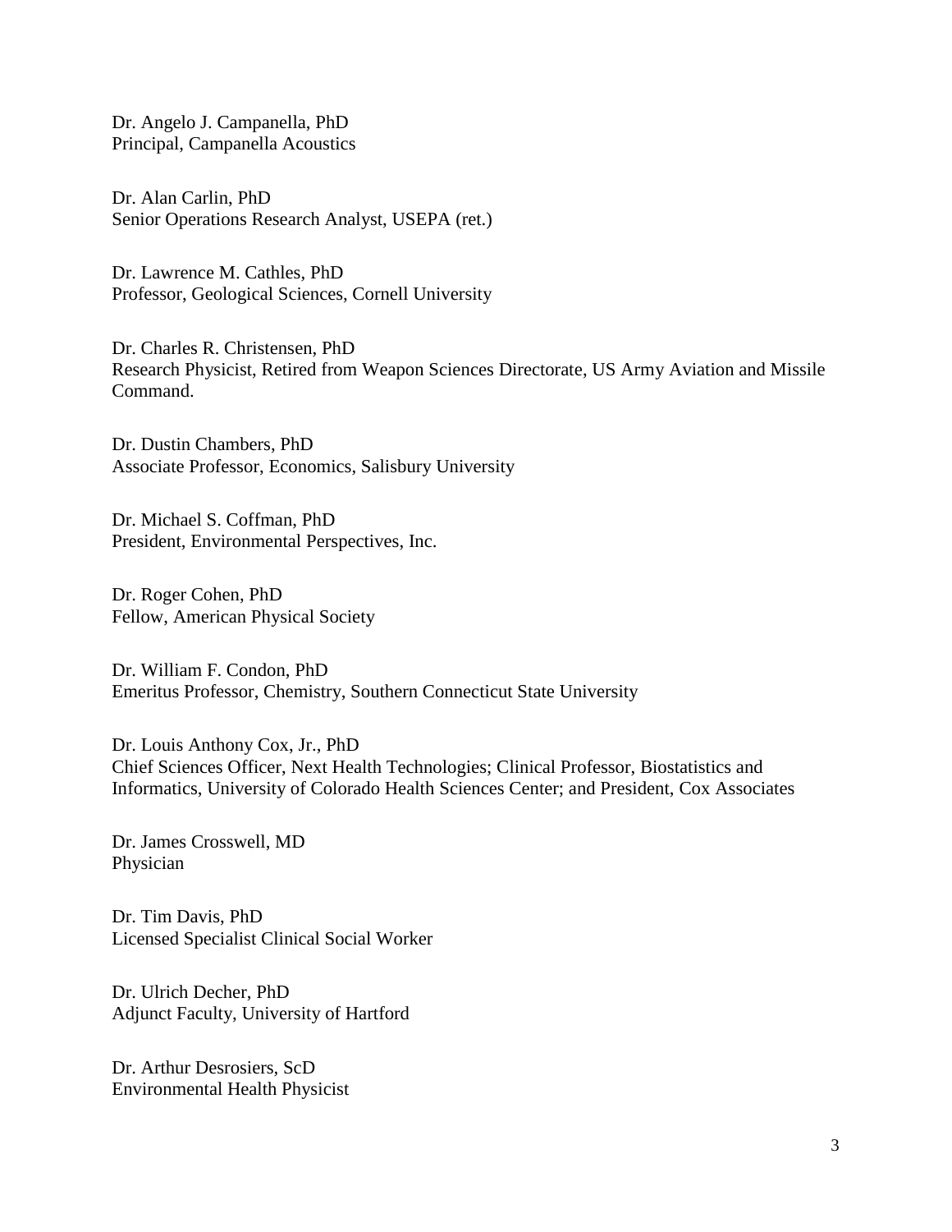Dr. Angelo J. Campanella, PhD
Principal, Campanella Acoustics

Dr. Alan Carlin, PhD
Senior Operations Research Analyst, USEPA (ret.)

Dr. Lawrence M. Cathles, PhD
Professor, Geological Sciences, Cornell University

Dr. Charles R. Christensen, PhD
Research Physicist, Retired from Weapon Sciences Directorate, US Army Aviation and Missile Command.

Dr. Dustin Chambers, PhD
Associate Professor, Economics, Salisbury University

Dr. Michael S. Coffman, PhD
President, Environmental Perspectives, Inc.

Dr. Roger Cohen, PhD
Fellow, American Physical Society

Dr. William F. Condon, PhD
Emeritus Professor, Chemistry, Southern Connecticut State University

Dr. Louis Anthony Cox, Jr., PhD
Chief Sciences Officer, Next Health Technologies; Clinical Professor, Biostatistics and Informatics, University of Colorado Health Sciences Center; and President, Cox Associates

Dr. James Crosswell, MD
Physician

Dr. Tim Davis, PhD
Licensed Specialist Clinical Social Worker

Dr. Ulrich Decher, PhD
Adjunct Faculty, University of Hartford

Dr. Arthur Desrosiers, ScD
Environmental Health Physicist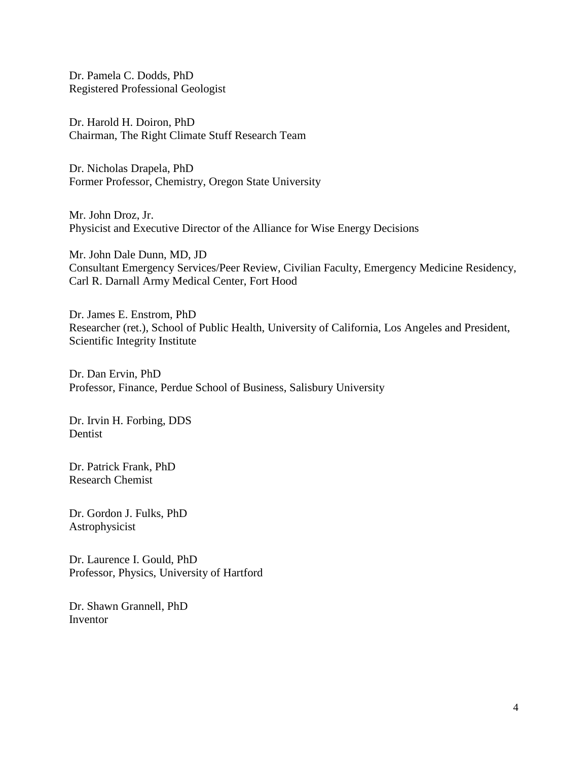Dr. Pamela C. Dodds, PhD
Registered Professional Geologist

Dr. Harold H. Doiron, PhD
Chairman, The Right Climate Stuff Research Team

Dr. Nicholas Drapela, PhD
Former Professor, Chemistry, Oregon State University

Mr. John Droz, Jr.
Physicist and Executive Director of the Alliance for Wise Energy Decisions

Mr. John Dale Dunn, MD, JD
Consultant Emergency Services/Peer Review, Civilian Faculty, Emergency Medicine Residency, Carl R. Darnall Army Medical Center, Fort Hood

Dr. James E. Enstrom, PhD
Researcher (ret.), School of Public Health, University of California, Los Angeles and President, Scientific Integrity Institute

Dr. Dan Ervin, PhD
Professor, Finance, Perdue School of Business, Salisbury University

Dr. Irvin H. Forbing, DDS
Dentist

Dr. Patrick Frank, PhD
Research Chemist

Dr. Gordon J. Fulks, PhD
Astrophysicist

Dr. Laurence I. Gould, PhD
Professor, Physics, University of Hartford

Dr. Shawn Grannell, PhD
Inventor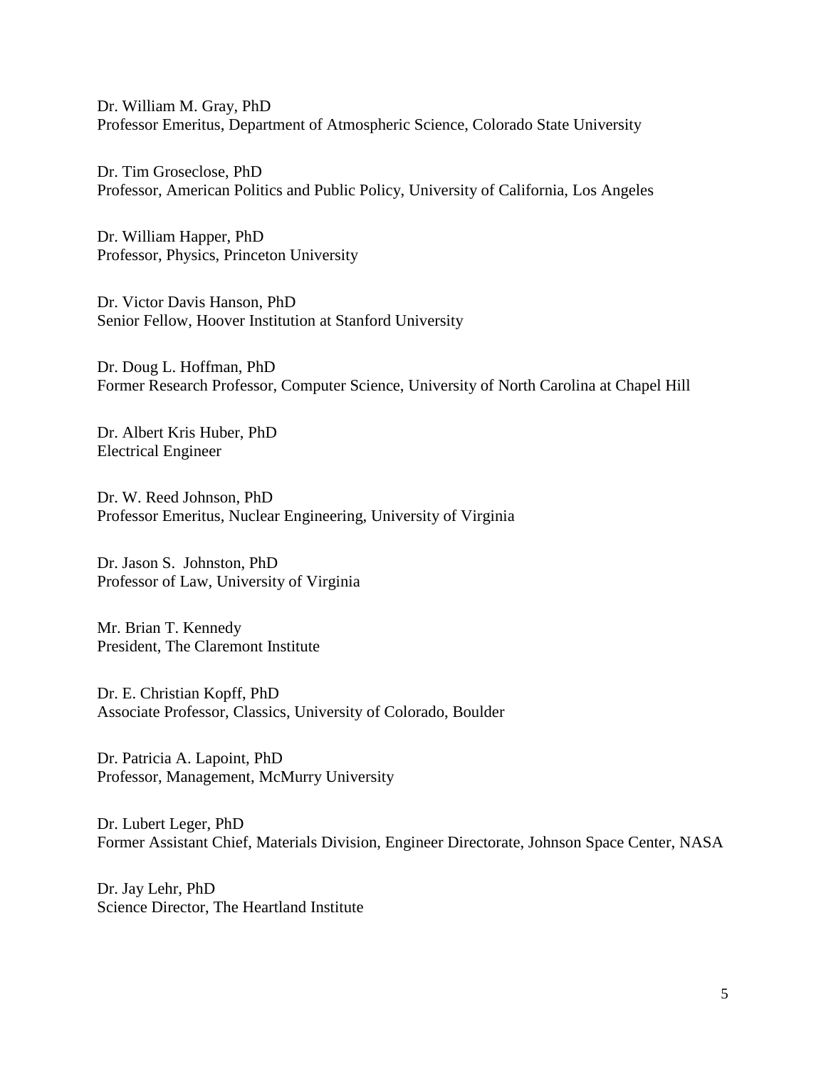Dr. William M. Gray, PhD
Professor Emeritus, Department of Atmospheric Science, Colorado State University

Dr. Tim Groseclose, PhD
Professor, American Politics and Public Policy, University of California, Los Angeles

Dr. William Happer, PhD
Professor, Physics, Princeton University

Dr. Victor Davis Hanson, PhD
Senior Fellow, Hoover Institution at Stanford University

Dr. Doug L. Hoffman, PhD
Former Research Professor, Computer Science, University of North Carolina at Chapel Hill

Dr. Albert Kris Huber, PhD
Electrical Engineer

Dr. W. Reed Johnson, PhD
Professor Emeritus, Nuclear Engineering, University of Virginia

Dr. Jason S. Johnston, PhD
Professor of Law, University of Virginia

Mr. Brian T. Kennedy
President, The Claremont Institute

Dr. E. Christian Kopff, PhD
Associate Professor, Classics, University of Colorado, Boulder

Dr. Patricia A. Lapoint, PhD
Professor, Management, McMurry University

Dr. Lubert Leger, PhD
Former Assistant Chief, Materials Division, Engineer Directorate, Johnson Space Center, NASA

Dr. Jay Lehr, PhD
Science Director, The Heartland Institute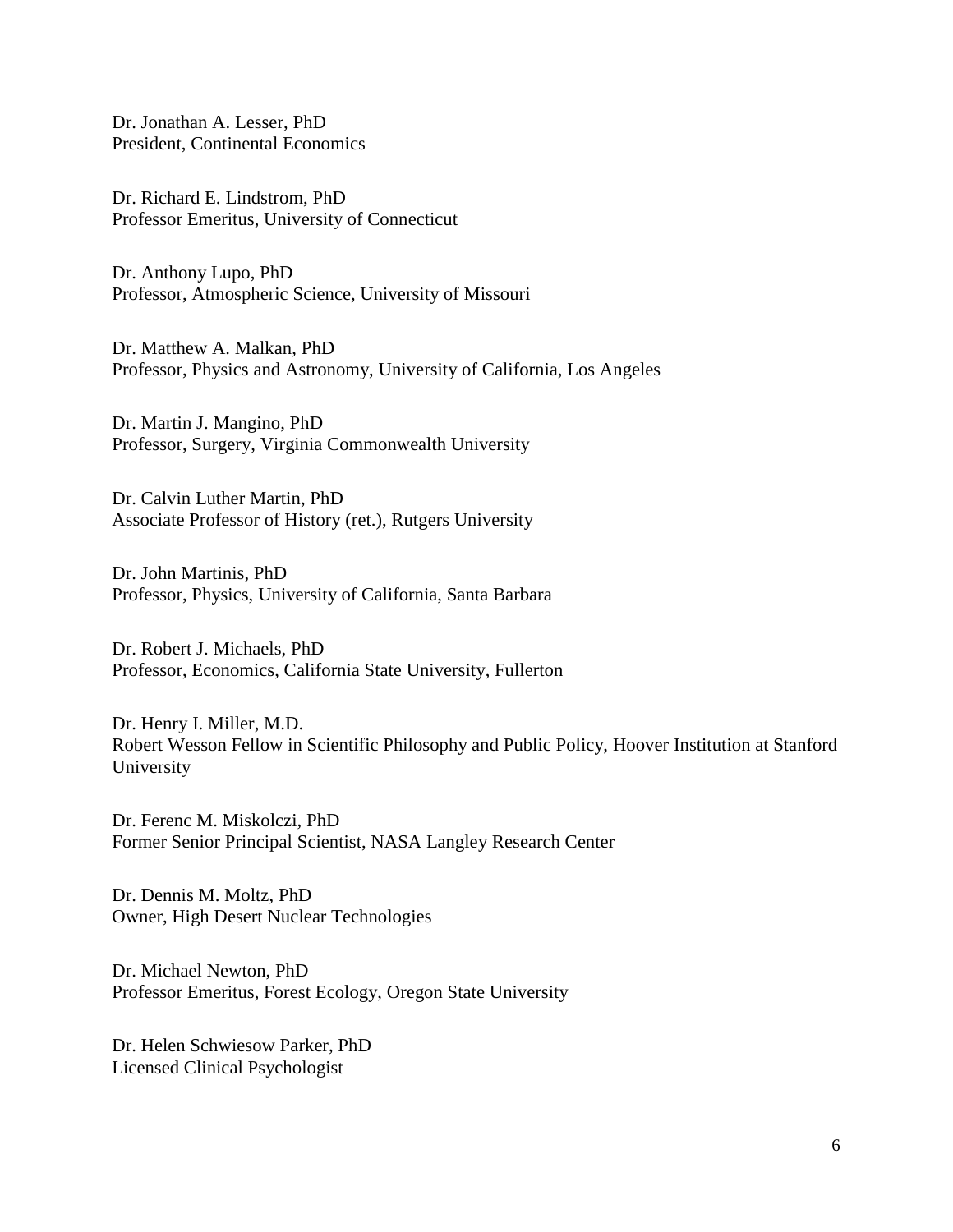Dr. Jonathan A. Lesser, PhD
President, Continental Economics

Dr. Richard E. Lindstrom, PhD
Professor Emeritus, University of Connecticut

Dr. Anthony Lupo, PhD
Professor, Atmospheric Science, University of Missouri

Dr. Matthew A. Malkan, PhD
Professor, Physics and Astronomy, University of California, Los Angeles

Dr. Martin J. Mangino, PhD
Professor, Surgery, Virginia Commonwealth University

Dr. Calvin Luther Martin, PhD
Associate Professor of History (ret.), Rutgers University

Dr. John Martinis, PhD
Professor, Physics, University of California, Santa Barbara

Dr. Robert J. Michaels, PhD
Professor, Economics, California State University, Fullerton

Dr. Henry I. Miller, M.D.
Robert Wesson Fellow in Scientific Philosophy and Public Policy, Hoover Institution at Stanford University

Dr. Ferenc M. Miskolczi, PhD
Former Senior Principal Scientist, NASA Langley Research Center

Dr. Dennis M. Moltz, PhD
Owner, High Desert Nuclear Technologies

Dr. Michael Newton, PhD
Professor Emeritus, Forest Ecology, Oregon State University

Dr. Helen Schwiesow Parker, PhD
Licensed Clinical Psychologist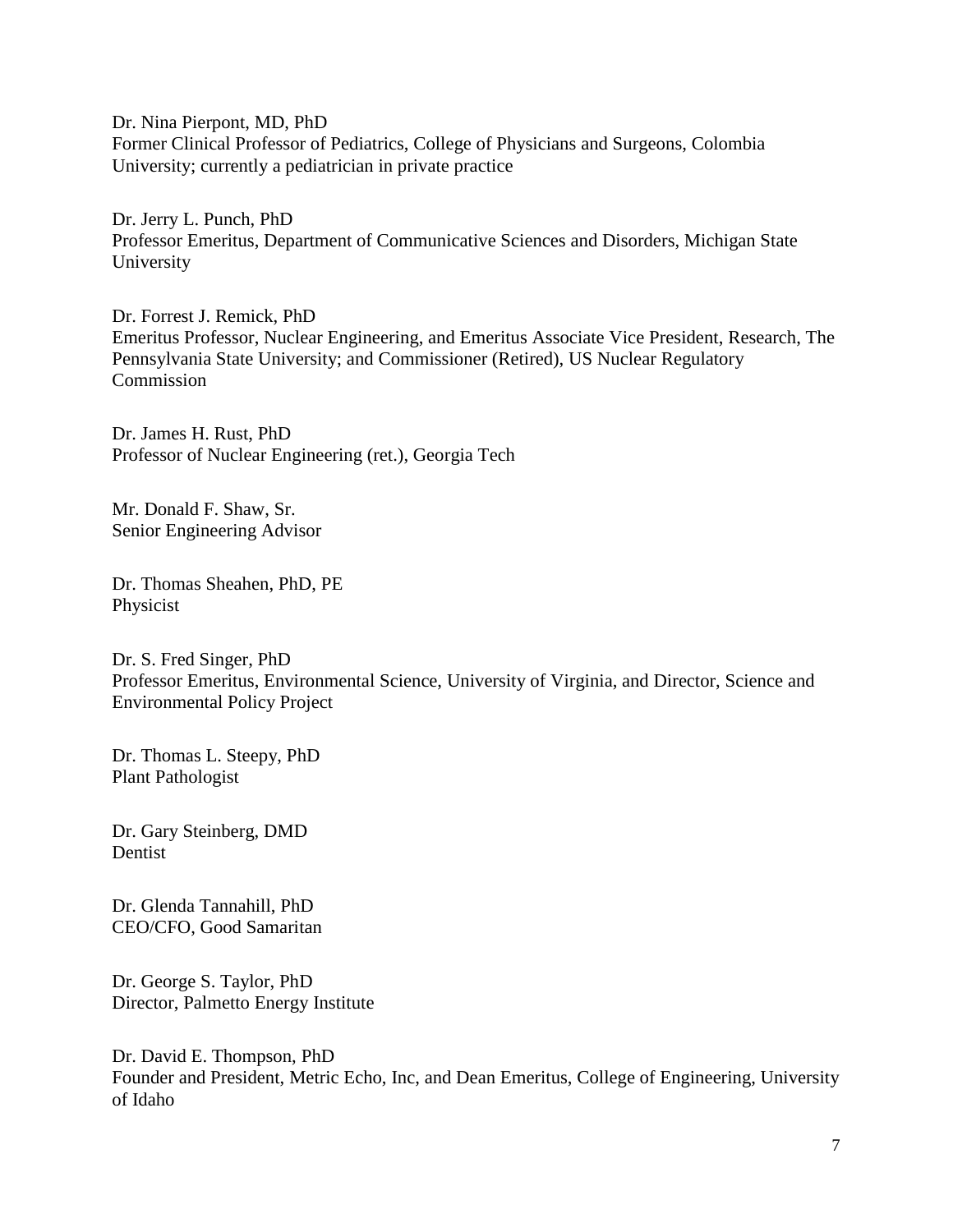Dr. Nina Pierpont, MD, PhD
Former Clinical Professor of Pediatrics, College of Physicians and Surgeons, Colombia University; currently a pediatrician in private practice

Dr. Jerry L. Punch, PhD
Professor Emeritus, Department of Communicative Sciences and Disorders, Michigan State University

Dr. Forrest J. Remick, PhD
Emeritus Professor, Nuclear Engineering, and Emeritus Associate Vice President, Research, The Pennsylvania State University; and Commissioner (Retired), US Nuclear Regulatory Commission

Dr. James H. Rust, PhD
Professor of Nuclear Engineering (ret.), Georgia Tech

Mr. Donald F. Shaw, Sr.
Senior Engineering Advisor

Dr. Thomas Sheahen, PhD, PE
Physicist

Dr. S. Fred Singer, PhD
Professor Emeritus, Environmental Science, University of Virginia, and Director, Science and Environmental Policy Project

Dr. Thomas L. Steepy, PhD
Plant Pathologist

Dr. Gary Steinberg, DMD
Dentist

Dr. Glenda Tannahill, PhD
CEO/CFO, Good Samaritan

Dr. George S. Taylor, PhD
Director, Palmetto Energy Institute

Dr. David E. Thompson, PhD
Founder and President, Metric Echo, Inc, and Dean Emeritus, College of Engineering, University of Idaho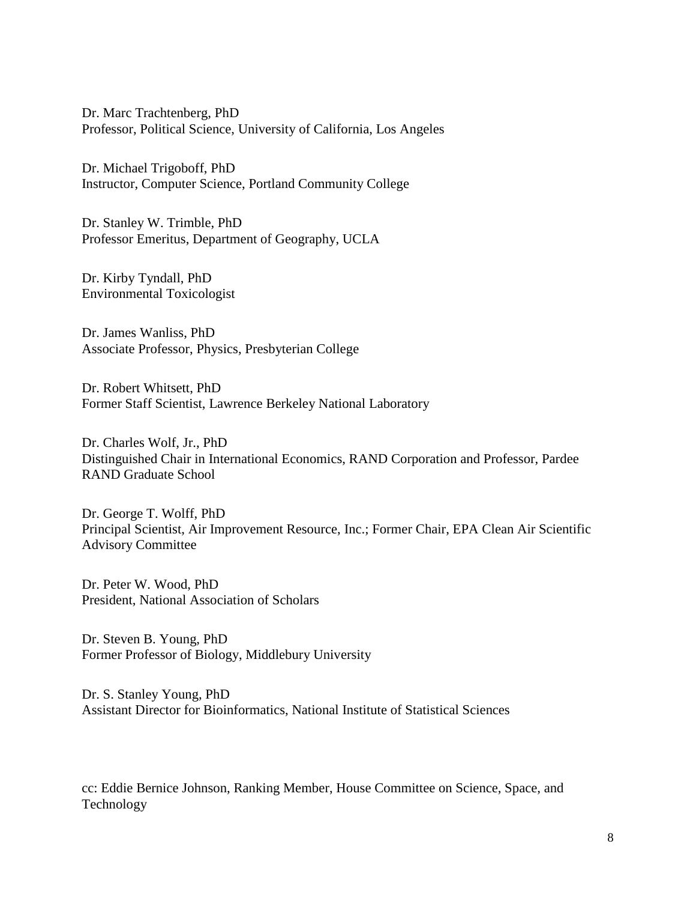Dr. Marc Trachtenberg, PhD
Professor, Political Science, University of California, Los Angeles

Dr. Michael Trigoboff, PhD
Instructor, Computer Science, Portland Community College

Dr. Stanley W. Trimble, PhD
Professor Emeritus, Department of Geography, UCLA

Dr. Kirby Tyndall, PhD
Environmental Toxicologist

Dr. James Wanliss, PhD
Associate Professor, Physics, Presbyterian College

Dr. Robert Whitsett, PhD
Former Staff Scientist, Lawrence Berkeley National Laboratory

Dr. Charles Wolf, Jr., PhD
Distinguished Chair in International Economics, RAND Corporation and Professor, Pardee RAND Graduate School

Dr. George T. Wolff, PhD
Principal Scientist, Air Improvement Resource, Inc.; Former Chair, EPA Clean Air Scientific Advisory Committee

Dr. Peter W. Wood, PhD
President, National Association of Scholars

Dr. Steven B. Young, PhD
Former Professor of Biology, Middlebury University

Dr. S. Stanley Young, PhD
Assistant Director for Bioinformatics, National Institute of Statistical Sciences

cc: Eddie Bernice Johnson, Ranking Member, House Committee on Science, Space, and Technology